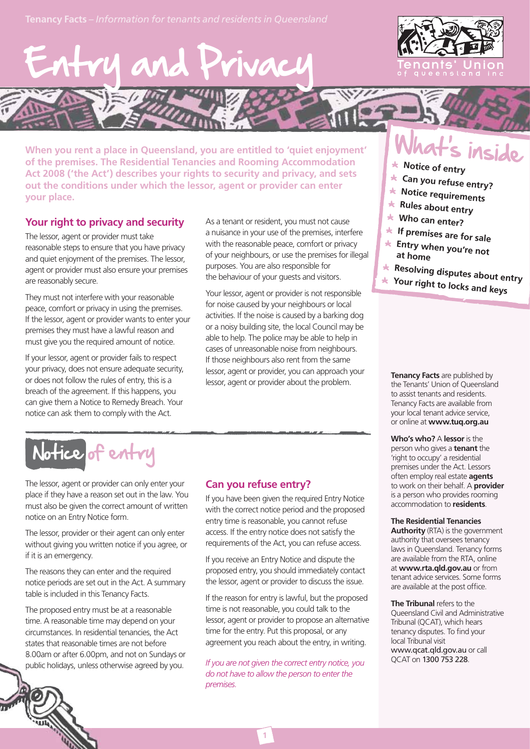Tenancy Facts – *Information for tenants and residents in Queensland*

# Entry and Privacy

**When you rent a place in Queensland, you are entitled to 'quiet enjoyment' of the premises. The Residential Tenancies and Rooming Accommodation Act 2008 ('the Act') describes your rights to security and privacy, and sets out the conditions under which the lessor, agent or provider can enter your place.**

## Your right to privacy and security

The lessor, agent or provider must take reasonable steps to ensure that you have privacy and quiet enjoyment of the premises. The lessor, agent or provider must also ensure your premises are reasonably secure.

They must not interfere with your reasonable peace, comfort or privacy in using the premises. If the lessor, agent or provider wants to enter your premises they must have a lawful reason and must give you the required amount of notice.

If your lessor, agent or provider fails to respect your privacy, does not ensure adequate security, or does not follow the rules of entry, this is a breach of the agreement. If this happens, you can give them a Notice to Remedy Breach. Your notice can ask them to comply with the Act.

As a tenant or resident, you must not cause a nuisance in your use of the premises, interfere with the reasonable peace, comfort or privacy of your neighbours, or use the premises for illegal purposes. You are also responsible for the behaviour of your guests and visitors.

Your lessor, agent or provider is not responsible for noise caused by your neighbours or local activities. If the noise is caused by a barking dog or a noisy building site, the local Council may be able to help. The police may be able to help in cases of unreasonable noise from neighbours. If those neighbours also rent from the same lessor, agent or provider, you can approach your lessor, agent or provider about the problem.

## Notice of entry

The lessor, agent or provider can only enter your place if they have a reason set out in the law. You must also be given the correct amount of written notice on an Entry Notice form.

The lessor, provider or their agent can only enter without giving you written notice if you agree, or if it is an emergency.

The reasons they can enter and the required notice periods are set out in the Act. A summary table is included in this Tenancy Facts.

The proposed entry must be at a reasonable time. A reasonable time may depend on your circumstances. In residential tenancies, the Act states that reasonable times are not before 8.00am or after 6.00pm, and not on Sundays or public holidays, unless otherwise agreed by you.

### Can you refuse entry?

If you have been given the required Entry Notice with the correct notice period and the proposed entry time is reasonable, you cannot refuse access. If the entry notice does not satisfy the requirements of the Act, you can refuse access.

If you receive an Entry Notice and dispute the proposed entry, you should immediately contact the lessor, agent or provider to discuss the issue.

If the reason for entry is lawful, but the proposed time is not reasonable, you could talk to the lessor, agent or provider to propose an alternative time for the entry. Put this proposal, or any agreement you reach about the entry, in writing.

*If you are not given the correct entry notice, you do not have to allow the person to enter the premises.*

## What's inside

- Notice of entry
- Can you refuse entry?
- Notice requirements
- Rules about entry
- Who can enter?
- If premises are for sale
- Entry when you're not at home
- Resolving disputes about entry
- Your right to locks and keys

**Tenancy Facts** are published by the Tenants' Union of Queensland to assist tenants and residents. Tenancy Facts are available from your local tenant advice service, or online at **www.tuq.org.au**

**Who's who?** A **lessor** is the person who gives a **tenant** the 'right to occupy' a residential premises under the Act. Lessors often employ real estate **agents** to work on their behalf. A **provider** is a person who provides rooming accommodation to **residents**.

**The Residential Tenancies Authority** (RTA) is the government authority that oversees tenancy laws in Queensland. Tenancy forms are available from the RTA, online at **www.rta.qld.gov.au** or from tenant advice services. Some forms are available at the post office.

**The Tribunal** refers to the Queensland Civil and Administrative Tribunal (QCAT), which hears tenancy disputes. To find your local Tribunal visit www.qcat.qld.gov.au or call QCAT on 1300 753 228.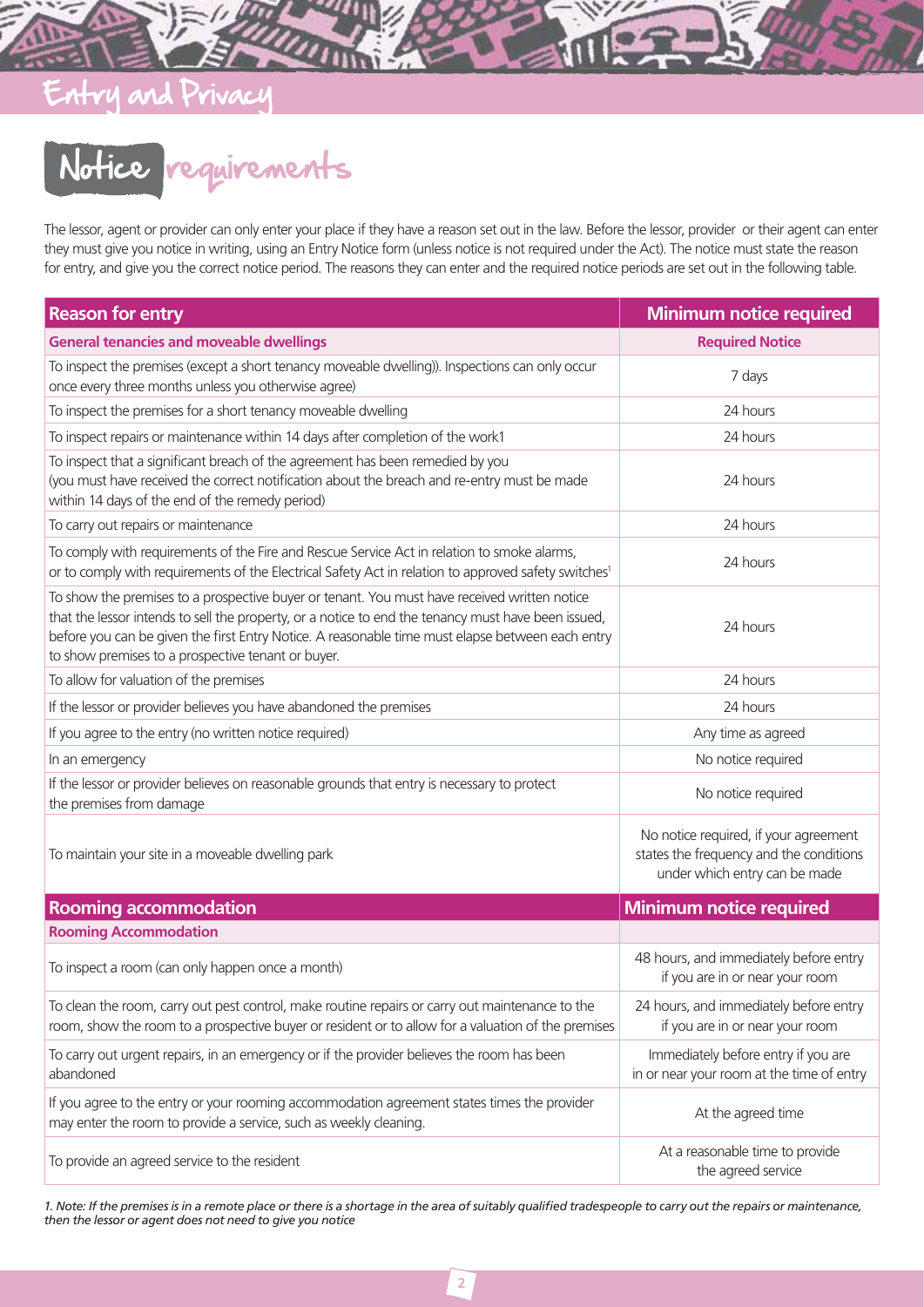# Entry and Privacy

## Notice requirements

The lessor, agent or provider can only enter your place if they have a reason set out in the law. Before the lessor, provider or their agent can enter they must give you notice in writing, using an Entry Notice form (unless notice is not required under the Act). The notice must state the reason for entry, and give you the correct notice period. The reasons they can enter and the required notice periods are set out in the following table.

| Reason for entry | Minimum notice required |
|---|---|
| **General tenancies and moveable dwellings** | **Required Notice** |
| To inspect the premises (except a short tenancy moveable dwelling)). Inspections can only occur once every three months unless you otherwise agree) | 7 days |
| To inspect the premises for a short tenancy moveable dwelling | 24 hours |
| To inspect repairs or maintenance within 14 days after completion of the work1 | 24 hours |
| To inspect that a significant breach of the agreement has been remedied by you (you must have received the correct notification about the breach and re-entry must be made within 14 days of the end of the remedy period) | 24 hours |
| To carry out repairs or maintenance | 24 hours |
| To comply with requirements of the Fire and Rescue Service Act in relation to smoke alarms, or to comply with requirements of the Electrical Safety Act in relation to approved safety switches[1] | 24 hours |
| To show the premises to a prospective buyer or tenant. You must have received written notice that the lessor intends to sell the property, or a notice to end the tenancy must have been issued, before you can be given the first Entry Notice. A reasonable time must elapse between each entry to show premises to a prospective tenant or buyer. | 24 hours |
| To allow for valuation of the premises | 24 hours |
| If the lessor or provider believes you have abandoned the premises | 24 hours |
| If you agree to the entry (no written notice required) | Any time as agreed |
| In an emergency | No notice required |
| If the lessor or provider believes on reasonable grounds that entry is necessary to protect the premises from damage | No notice required |
| To maintain your site in a moveable dwelling park | No notice required, if your agreement states the frequency and the conditions under which entry can be made |
| **Rooming accommodation** | **Minimum notice required** |
| **Rooming Accommodation** | |
| To inspect a room (can only happen once a month) | 48 hours, and immediately before entry if you are in or near your room |
| To clean the room, carry out pest control, make routine repairs or carry out maintenance to the room, show the room to a prospective buyer or resident or to allow for a valuation of the premises | 24 hours, and immediately before entry if you are in or near your room |
| To carry out urgent repairs, in an emergency or if the provider believes the room has been abandoned | Immediately before entry if you are in or near your room at the time of entry |
| If you agree to the entry or your rooming accommodation agreement states times the provider may enter the room to provide a service, such as weekly cleaning. | At the agreed time |
| To provide an agreed service to the resident | At a reasonable time to provide the agreed service |

*1. Note: If the premises is in a remote place or there is a shortage in the area of suitably qualified tradespeople to carry out the repairs or maintenance, then the lessor or agent does not need to give you notice*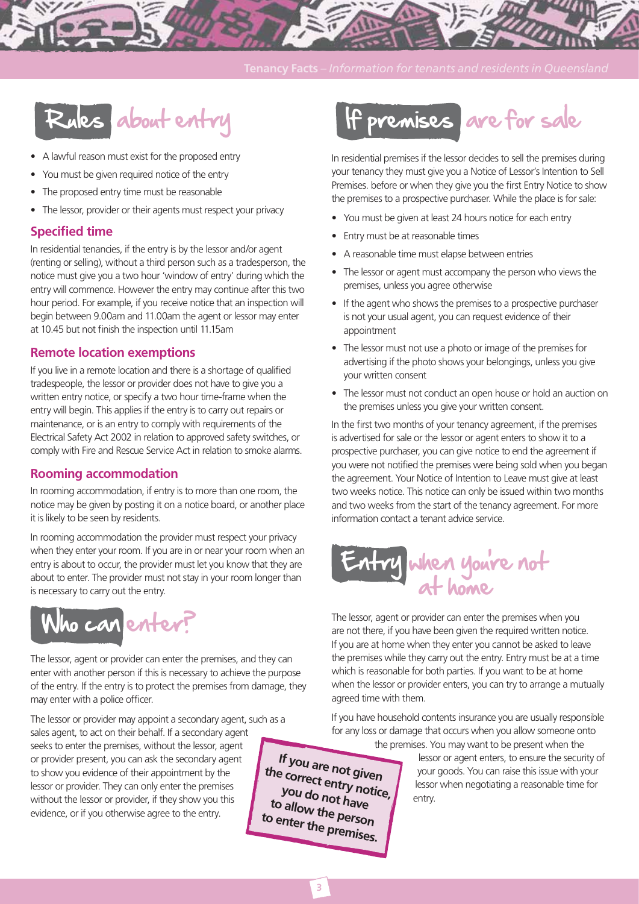## Rules about entry

- A lawful reason must exist for the proposed entry
- You must be given required notice of the entry
- The proposed entry time must be reasonable
- The lessor, provider or their agents must respect your privacy

### Specified time

In residential tenancies, if the entry is by the lessor and/or agent (renting or selling), without a third person such as a tradesperson, the notice must give you a two hour 'window of entry' during which the entry will commence. However the entry may continue after this two hour period. For example, if you receive notice that an inspection will begin between 9.00am and 11.00am the agent or lessor may enter at 10.45 but not finish the inspection until 11.15am

### Remote location exemptions

If you live in a remote location and there is a shortage of qualified tradespeople, the lessor or provider does not have to give you a written entry notice, or specify a two hour time-frame when the entry will begin. This applies if the entry is to carry out repairs or maintenance, or is an entry to comply with requirements of the Electrical Safety Act 2002 in relation to approved safety switches, or comply with Fire and Rescue Service Act in relation to smoke alarms.

### Rooming accommodation

In rooming accommodation, if entry is to more than one room, the notice may be given by posting it on a notice board, or another place it is likely to be seen by residents.

In rooming accommodation the provider must respect your privacy when they enter your room. If you are in or near your room when an entry is about to occur, the provider must let you know that they are about to enter. The provider must not stay in your room longer than is necessary to carry out the entry.

## Who can enter?

The lessor, agent or provider can enter the premises, and they can enter with another person if this is necessary to achieve the purpose of the entry. If the entry is to protect the premises from damage, they may enter with a police officer.

The lessor or provider may appoint a secondary agent, such as a sales agent, to act on their behalf. If a secondary agent seeks to enter the premises, without the lessor, agent or provider present, you can ask the secondary agent to show you evidence of their appointment by the lessor or provider. They can only enter the premises without the lessor or provider, if they show you this evidence, or if you otherwise agree to the entry.

**If you are not given the correct entry notice, you do not have to allow the person to enter the premises.**

## If premises are for sale

In residential premises if the lessor decides to sell the premises during your tenancy they must give you a Notice of Lessor's Intention to Sell Premises. before or when they give you the first Entry Notice to show the premises to a prospective purchaser. While the place is for sale:

- You must be given at least 24 hours notice for each entry
- Entry must be at reasonable times
- A reasonable time must elapse between entries
- The lessor or agent must accompany the person who views the premises, unless you agree otherwise
- If the agent who shows the premises to a prospective purchaser is not your usual agent, you can request evidence of their appointment
- The lessor must not use a photo or image of the premises for advertising if the photo shows your belongings, unless you give your written consent
- The lessor must not conduct an open house or hold an auction on the premises unless you give your written consent.

In the first two months of your tenancy agreement, if the premises is advertised for sale or the lessor or agent enters to show it to a prospective purchaser, you can give notice to end the agreement if you were not notified the premises were being sold when you began the agreement. Your Notice of Intention to Leave must give at least two weeks notice. This notice can only be issued within two months and two weeks from the start of the tenancy agreement. For more information contact a tenant advice service.

## Entry when you're not at home

The lessor, agent or provider can enter the premises when you are not there, if you have been given the required written notice. If you are at home when they enter you cannot be asked to leave the premises while they carry out the entry. Entry must be at a time which is reasonable for both parties. If you want to be at home when the lessor or provider enters, you can try to arrange a mutually agreed time with them.

If you have household contents insurance you are usually responsible for any loss or damage that occurs when you allow someone onto the premises. You may want to be present when the lessor or agent enters, to ensure the security of your goods. You can raise this issue with your lessor when negotiating a reasonable time for entry.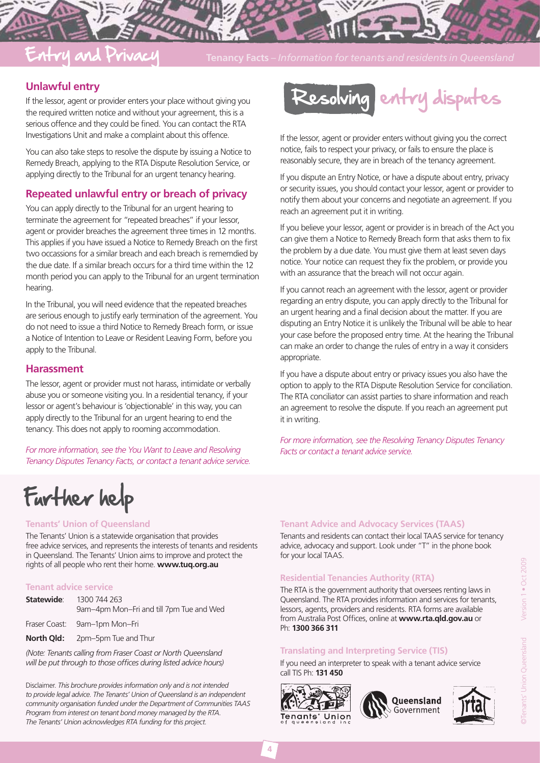# Entry and Privacy

**Tenancy Facts** – *Information for tenants and residents in Queensland*

## Unlawful entry

If the lessor, agent or provider enters your place without giving you the required written notice and without your agreement, this is a serious offence and they could be fined. You can contact the RTA Investigations Unit and make a complaint about this offence.

You can also take steps to resolve the dispute by issuing a Notice to Remedy Breach, applying to the RTA Dispute Resolution Service, or applying directly to the Tribunal for an urgent tenancy hearing.

## Repeated unlawful entry or breach of privacy

You can apply directly to the Tribunal for an urgent hearing to terminate the agreement for "repeated breaches" if your lessor, agent or provider breaches the agreement three times in 12 months. This applies if you have issued a Notice to Remedy Breach on the first two occassions for a similar breach and each breach is rememdied by the due date. If a similar breach occurs for a third time within the 12 month period you can apply to the Tribunal for an urgent termination hearing.

In the Tribunal, you will need evidence that the repeated breaches are serious enough to justify early termination of the agreement. You do not need to issue a third Notice to Remedy Breach form, or issue a Notice of Intention to Leave or Resident Leaving Form, before you apply to the Tribunal.

## Harassment

The lessor, agent or provider must not harass, intimidate or verbally abuse you or someone visiting you. In a residential tenancy, if your lessor or agent's behaviour is 'objectionable' in this way, you can apply directly to the Tribunal for an urgent hearing to end the tenancy. This does not apply to rooming accommodation.

*For more information, see the You Want to Leave and Resolving Tenancy Disputes Tenancy Facts, or contact a tenant advice service.*

# Resolving entry disputes

If the lessor, agent or provider enters without giving you the correct notice, fails to respect your privacy, or fails to ensure the place is reasonably secure, they are in breach of the tenancy agreement.

If you dispute an Entry Notice, or have a dispute about entry, privacy or security issues, you should contact your lessor, agent or provider to notify them about your concerns and negotiate an agreement. If you reach an agreement put it in writing.

If you believe your lessor, agent or provider is in breach of the Act you can give them a Notice to Remedy Breach form that asks them to fix the problem by a due date. You must give them at least seven days notice. Your notice can request they fix the problem, or provide you with an assurance that the breach will not occur again.

If you cannot reach an agreement with the lessor, agent or provider regarding an entry dispute, you can apply directly to the Tribunal for an urgent hearing and a final decision about the matter. If you are disputing an Entry Notice it is unlikely the Tribunal will be able to hear your case before the proposed entry time. At the hearing the Tribunal can make an order to change the rules of entry in a way it considers appropriate.

If you have a dispute about entry or privacy issues you also have the option to apply to the RTA Dispute Resolution Service for conciliation. The RTA conciliator can assist parties to share information and reach an agreement to resolve the dispute. If you reach an agreement put it in writing.

*For more information, see the Resolving Tenancy Disputes Tenancy Facts or contact a tenant advice service.*

# Further help

### Tenants' Union of Queensland

The Tenants' Union is a statewide organisation that provides free advice services, and represents the interests of tenants and residents in Queensland. The Tenants' Union aims to improve and protect the rights of all people who rent their home. **www.tuq.org.au**

### Tenant advice service

| | |
|---|---|
| **Statewide**: | 1300 744 263<br>9am–4pm Mon–Fri and till 7pm Tue and Wed |
| Fraser Coast: | 9am–1pm Mon–Fri |
| **North Qld:** | 2pm–5pm Tue and Thur |

*(Note: Tenants calling from Fraser Coast or North Queensland will be put through to those offices during listed advice hours)*

Disclaimer. *This brochure provides information only and is not intended to provide legal advice. The Tenants' Union of Queensland is an independent community organisation funded under the Department of Communities TAAS Program from interest on tenant bond money managed by the RTA. The Tenants' Union acknowledges RTA funding for this project.*

### Tenant Advice and Advocacy Services (TAAS)

Tenants and residents can contact their local TAAS service for tenancy advice, advocacy and support. Look under "T" in the phone book for your local TAAS.

### Residential Tenancies Authority (RTA)

The RTA is the government authority that oversees renting laws in Queensland. The RTA provides information and services for tenants, lessors, agents, providers and residents. RTA forms are available from Australia Post Offices, online at **www.rta.qld.gov.au** or Ph: **1300 366 311**

### Translating and Interpreting Service (TIS)

If you need an interpreter to speak with a tenant advice service call TIS Ph: **131 450**

Tenants' Union of queensland inc

Queensland Government

rta

©Tenants' Union Queensland Version 1 • Oct 2009